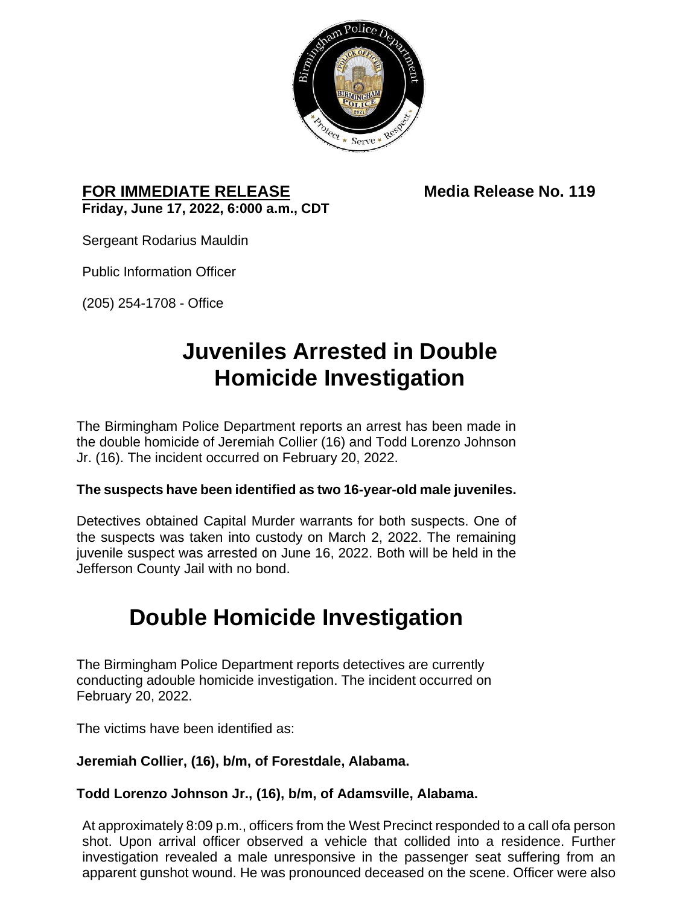**FOR IMMEDIATE RELEASE** **Media Release No. 119**
**Friday, June 17, 2022, 6:000 a.m., CDT**

Sergeant Rodarius Mauldin

Public Information Officer

(205) 254-1708 - Office

# Juveniles Arrested in Double Homicide Investigation

The Birmingham Police Department reports an arrest has been made in the double homicide of Jeremiah Collier (16) and Todd Lorenzo Johnson Jr. (16). The incident occurred on February 20, 2022.

**The suspects have been identified as two 16-year-old male juveniles.**

Detectives obtained Capital Murder warrants for both suspects. One of the suspects was taken into custody on March 2, 2022. The remaining juvenile suspect was arrested on June 16, 2022. Both will be held in the Jefferson County Jail with no bond.

# Double Homicide Investigation

The Birmingham Police Department reports detectives are currently conducting adouble homicide investigation. The incident occurred on February 20, 2022.

The victims have been identified as:

**Jeremiah Collier, (16), b/m, of Forestdale, Alabama.**

**Todd Lorenzo Johnson Jr., (16), b/m, of Adamsville, Alabama.**

At approximately 8:09 p.m., officers from the West Precinct responded to a call ofa person shot. Upon arrival officer observed a vehicle that collided into a residence. Further investigation revealed a male unresponsive in the passenger seat suffering from an apparent gunshot wound. He was pronounced deceased on the scene. Officer were also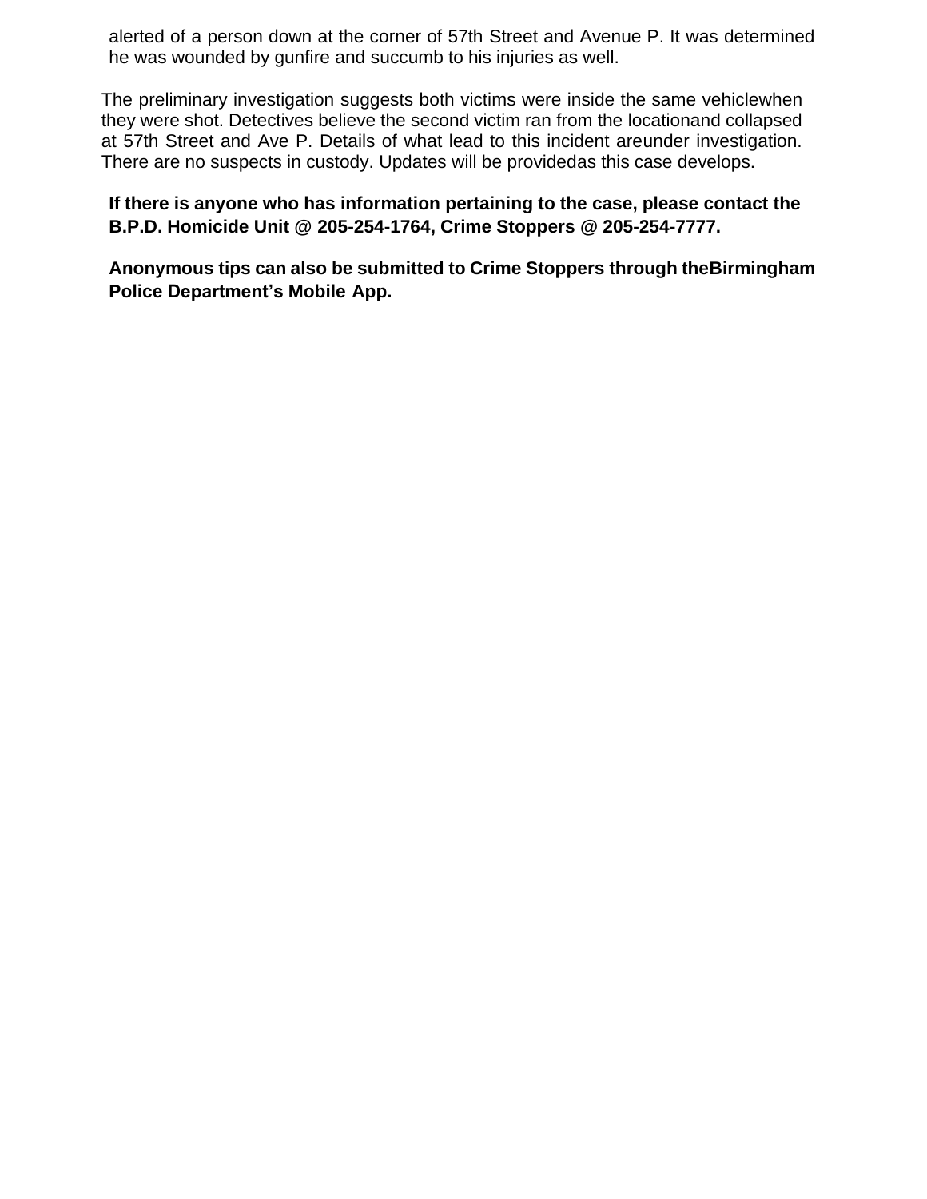alerted of a person down at the corner of 57th Street and Avenue P. It was determined he was wounded by gunfire and succumb to his injuries as well.

The preliminary investigation suggests both victims were inside the same vehiclewhen they were shot. Detectives believe the second victim ran from the locationand collapsed at 57th Street and Ave P. Details of what lead to this incident areunder investigation. There are no suspects in custody. Updates will be providedas this case develops.

**If there is anyone who has information pertaining to the case, please contact the B.P.D. Homicide Unit @ 205-254-1764, Crime Stoppers @ 205-254-7777.**

**Anonymous tips can also be submitted to Crime Stoppers through theBirmingham Police Department's Mobile App.**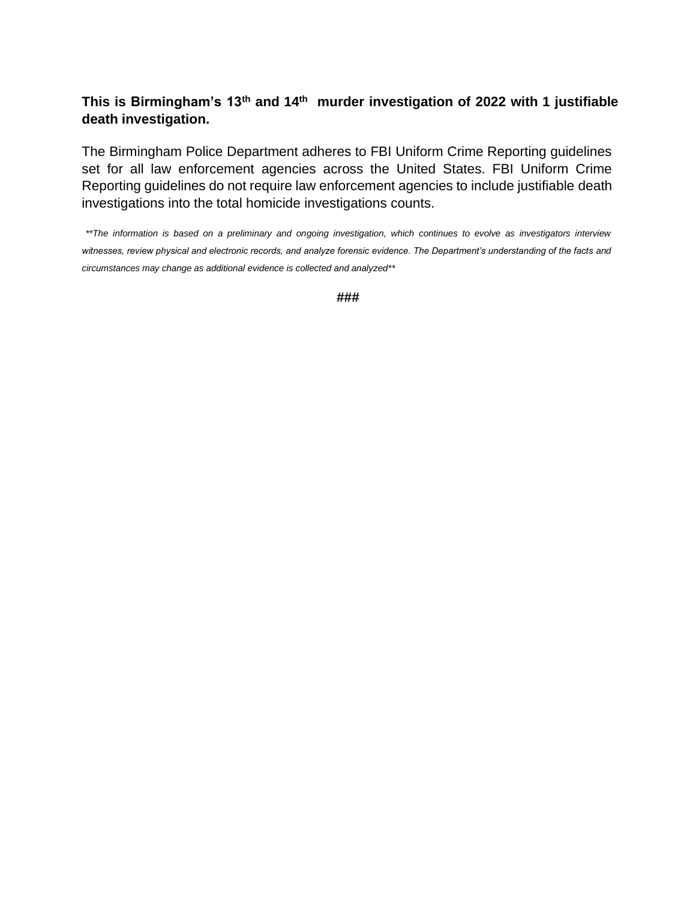**This is Birmingham's 13th and 14th murder investigation of 2022 with 1 justifiable death investigation.**

The Birmingham Police Department adheres to FBI Uniform Crime Reporting guidelines set for all law enforcement agencies across the United States. FBI Uniform Crime Reporting guidelines do not require law enforcement agencies to include justifiable death investigations into the total homicide investigations counts.

*\*\*The information is based on a preliminary and ongoing investigation, which continues to evolve as investigators interview witnesses, review physical and electronic records, and analyze forensic evidence. The Department's understanding of the facts and circumstances may change as additional evidence is collected and analyzed\*\**

###